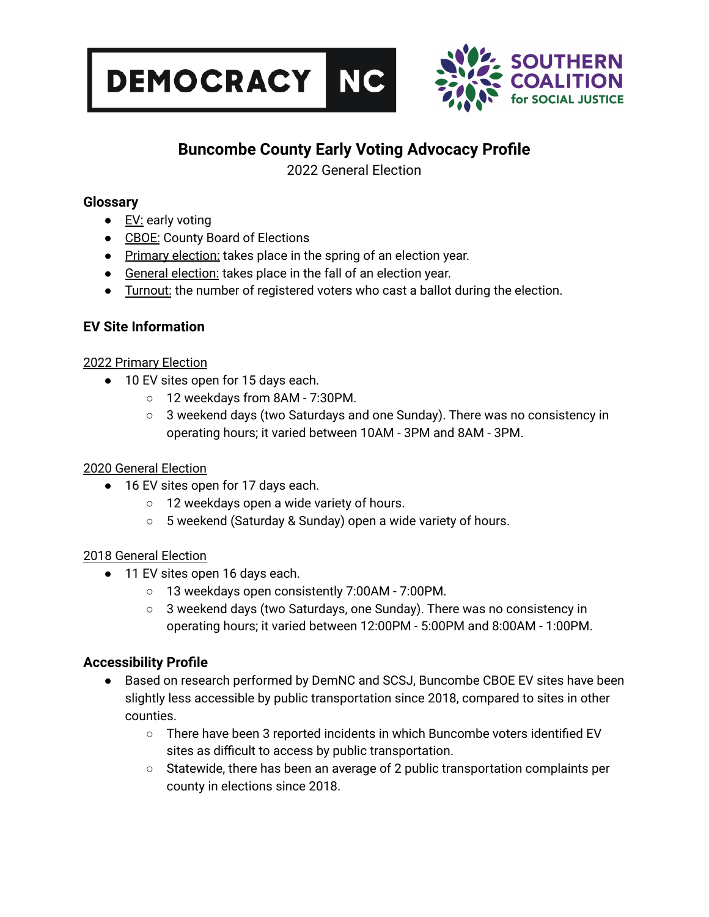DEMOCRACY NC

SOUTHERN COALITION for SOCIAL JUSTICE

# Buncombe County Early Voting Advocacy Profile

2022 General Election

## Glossary

- EV: early voting
- CBOE: County Board of Elections
- Primary election: takes place in the spring of an election year.
- General election: takes place in the fall of an election year.
- Turnout: the number of registered voters who cast a ballot during the election.

## EV Site Information

2022 Primary Election

- 10 EV sites open for 15 days each.
  - 12 weekdays from 8AM - 7:30PM.
  - 3 weekend days (two Saturdays and one Sunday). There was no consistency in operating hours; it varied between 10AM - 3PM and 8AM - 3PM.

2020 General Election

- 16 EV sites open for 17 days each.
  - 12 weekdays open a wide variety of hours.
  - 5 weekend (Saturday & Sunday) open a wide variety of hours.

2018 General Election

- 11 EV sites open 16 days each.
  - 13 weekdays open consistently 7:00AM - 7:00PM.
  - 3 weekend days (two Saturdays, one Sunday). There was no consistency in operating hours; it varied between 12:00PM - 5:00PM and 8:00AM - 1:00PM.

## Accessibility Profile

- Based on research performed by DemNC and SCSJ, Buncombe CBOE EV sites have been slightly less accessible by public transportation since 2018, compared to sites in other counties.
  - There have been 3 reported incidents in which Buncombe voters identified EV sites as difficult to access by public transportation.
  - Statewide, there has been an average of 2 public transportation complaints per county in elections since 2018.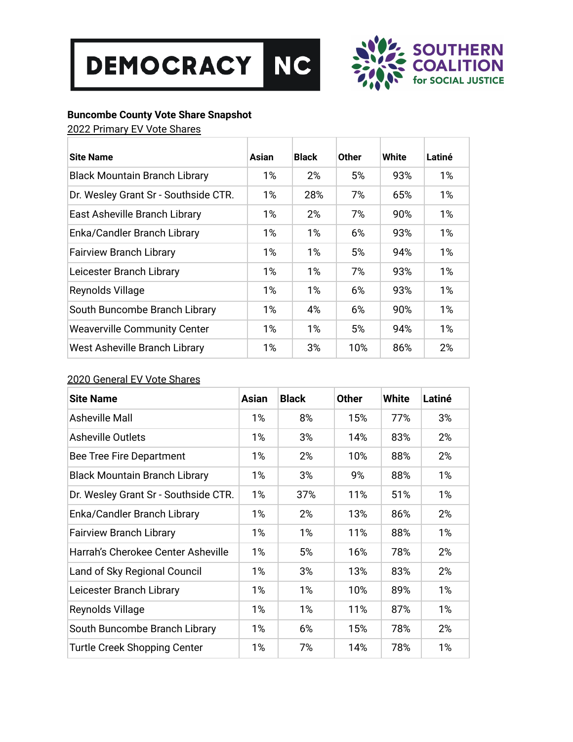DEMOCRACY NC

SOUTHERN COALITION for SOCIAL JUSTICE

**Buncombe County Vote Share Snapshot**

2022 Primary EV Vote Shares

| Site Name | Asian | Black | Other | White | Latiné |
|---|---|---|---|---|---|
| Black Mountain Branch Library | 1% | 2% | 5% | 93% | 1% |
| Dr. Wesley Grant Sr - Southside CTR. | 1% | 28% | 7% | 65% | 1% |
| East Asheville Branch Library | 1% | 2% | 7% | 90% | 1% |
| Enka/Candler Branch Library | 1% | 1% | 6% | 93% | 1% |
| Fairview Branch Library | 1% | 1% | 5% | 94% | 1% |
| Leicester Branch Library | 1% | 1% | 7% | 93% | 1% |
| Reynolds Village | 1% | 1% | 6% | 93% | 1% |
| South Buncombe Branch Library | 1% | 4% | 6% | 90% | 1% |
| Weaverville Community Center | 1% | 1% | 5% | 94% | 1% |
| West Asheville Branch Library | 1% | 3% | 10% | 86% | 2% |

2020 General EV Vote Shares

| Site Name | Asian | Black | Other | White | Latiné |
|---|---|---|---|---|---|
| Asheville Mall | 1% | 8% | 15% | 77% | 3% |
| Asheville Outlets | 1% | 3% | 14% | 83% | 2% |
| Bee Tree Fire Department | 1% | 2% | 10% | 88% | 2% |
| Black Mountain Branch Library | 1% | 3% | 9% | 88% | 1% |
| Dr. Wesley Grant Sr - Southside CTR. | 1% | 37% | 11% | 51% | 1% |
| Enka/Candler Branch Library | 1% | 2% | 13% | 86% | 2% |
| Fairview Branch Library | 1% | 1% | 11% | 88% | 1% |
| Harrah's Cherokee Center Asheville | 1% | 5% | 16% | 78% | 2% |
| Land of Sky Regional Council | 1% | 3% | 13% | 83% | 2% |
| Leicester Branch Library | 1% | 1% | 10% | 89% | 1% |
| Reynolds Village | 1% | 1% | 11% | 87% | 1% |
| South Buncombe Branch Library | 1% | 6% | 15% | 78% | 2% |
| Turtle Creek Shopping Center | 1% | 7% | 14% | 78% | 1% |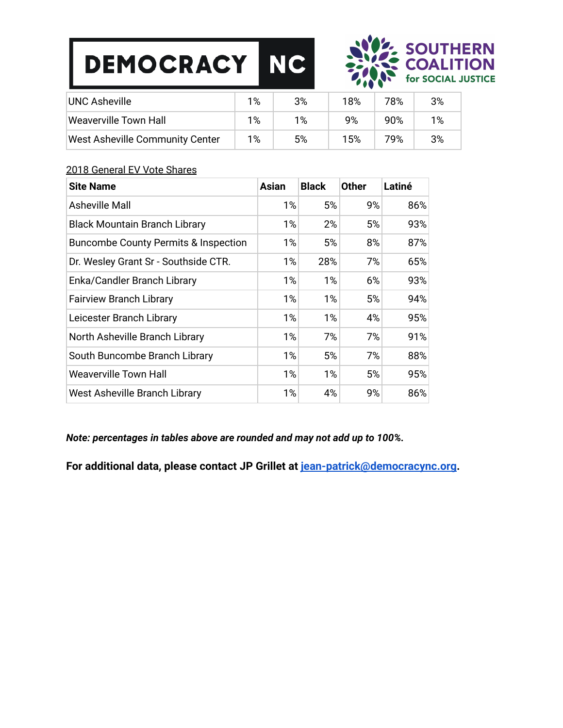| | | | | | |
|---|---|---|---|---|---|
| UNC Asheville | 1% | 3% | 18% | 78% | 3% |
| Weaverville Town Hall | 1% | 1% | 9% | 90% | 1% |
| West Asheville Community Center | 1% | 5% | 15% | 79% | 3% |

2018 General EV Vote Shares

| Site Name | Asian | Black | Other | Latiné |
|---|---|---|---|---|
| Asheville Mall | 1% | 5% | 9% | 86% |
| Black Mountain Branch Library | 1% | 2% | 5% | 93% |
| Buncombe County Permits & Inspection | 1% | 5% | 8% | 87% |
| Dr. Wesley Grant Sr - Southside CTR. | 1% | 28% | 7% | 65% |
| Enka/Candler Branch Library | 1% | 1% | 6% | 93% |
| Fairview Branch Library | 1% | 1% | 5% | 94% |
| Leicester Branch Library | 1% | 1% | 4% | 95% |
| North Asheville Branch Library | 1% | 7% | 7% | 91% |
| South Buncombe Branch Library | 1% | 5% | 7% | 88% |
| Weaverville Town Hall | 1% | 1% | 5% | 95% |
| West Asheville Branch Library | 1% | 4% | 9% | 86% |

***Note: percentages in tables above are rounded and may not add up to 100%.***

**For additional data, please contact JP Grillet at [jean-patrick@democracync.org](mailto:jean-patrick@democracync.org).**